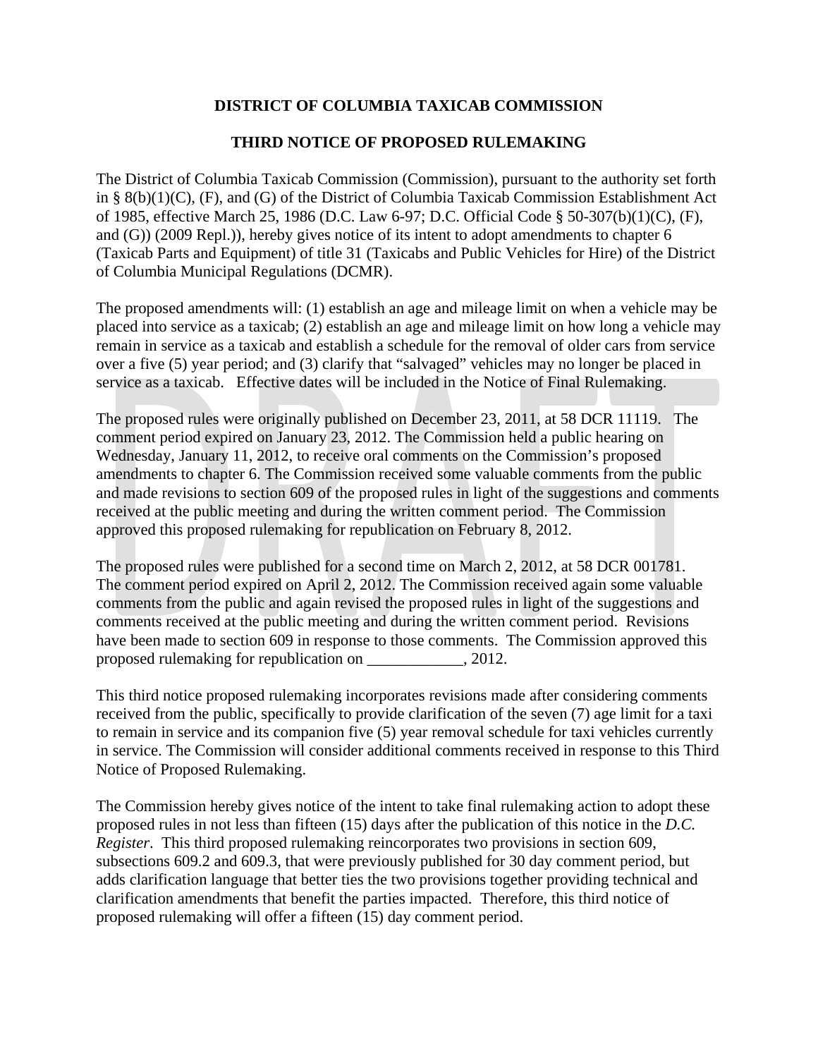**DISTRICT OF COLUMBIA TAXICAB COMMISSION**

**THIRD NOTICE OF PROPOSED RULEMAKING**

The District of Columbia Taxicab Commission (Commission), pursuant to the authority set forth in § 8(b)(1)(C), (F), and (G) of the District of Columbia Taxicab Commission Establishment Act of 1985, effective March 25, 1986 (D.C. Law 6-97; D.C. Official Code § 50-307(b)(1)(C), (F), and (G)) (2009 Repl.)), hereby gives notice of its intent to adopt amendments to chapter 6 (Taxicab Parts and Equipment) of title 31 (Taxicabs and Public Vehicles for Hire) of the District of Columbia Municipal Regulations (DCMR).

The proposed amendments will: (1) establish an age and mileage limit on when a vehicle may be placed into service as a taxicab; (2) establish an age and mileage limit on how long a vehicle may remain in service as a taxicab and establish a schedule for the removal of older cars from service over a five (5) year period; and (3) clarify that "salvaged" vehicles may no longer be placed in service as a taxicab. Effective dates will be included in the Notice of Final Rulemaking.

The proposed rules were originally published on December 23, 2011, at 58 DCR 11119. The comment period expired on January 23, 2012. The Commission held a public hearing on Wednesday, January 11, 2012, to receive oral comments on the Commission's proposed amendments to chapter 6. The Commission received some valuable comments from the public and made revisions to section 609 of the proposed rules in light of the suggestions and comments received at the public meeting and during the written comment period. The Commission approved this proposed rulemaking for republication on February 8, 2012.

The proposed rules were published for a second time on March 2, 2012, at 58 DCR 001781. The comment period expired on April 2, 2012. The Commission received again some valuable comments from the public and again revised the proposed rules in light of the suggestions and comments received at the public meeting and during the written comment period. Revisions have been made to section 609 in response to those comments. The Commission approved this proposed rulemaking for republication on ____________, 2012.

This third notice proposed rulemaking incorporates revisions made after considering comments received from the public, specifically to provide clarification of the seven (7) age limit for a taxi to remain in service and its companion five (5) year removal schedule for taxi vehicles currently in service. The Commission will consider additional comments received in response to this Third Notice of Proposed Rulemaking.

The Commission hereby gives notice of the intent to take final rulemaking action to adopt these proposed rules in not less than fifteen (15) days after the publication of this notice in the *D.C. Register*. This third proposed rulemaking reincorporates two provisions in section 609, subsections 609.2 and 609.3, that were previously published for 30 day comment period, but adds clarification language that better ties the two provisions together providing technical and clarification amendments that benefit the parties impacted. Therefore, this third notice of proposed rulemaking will offer a fifteen (15) day comment period.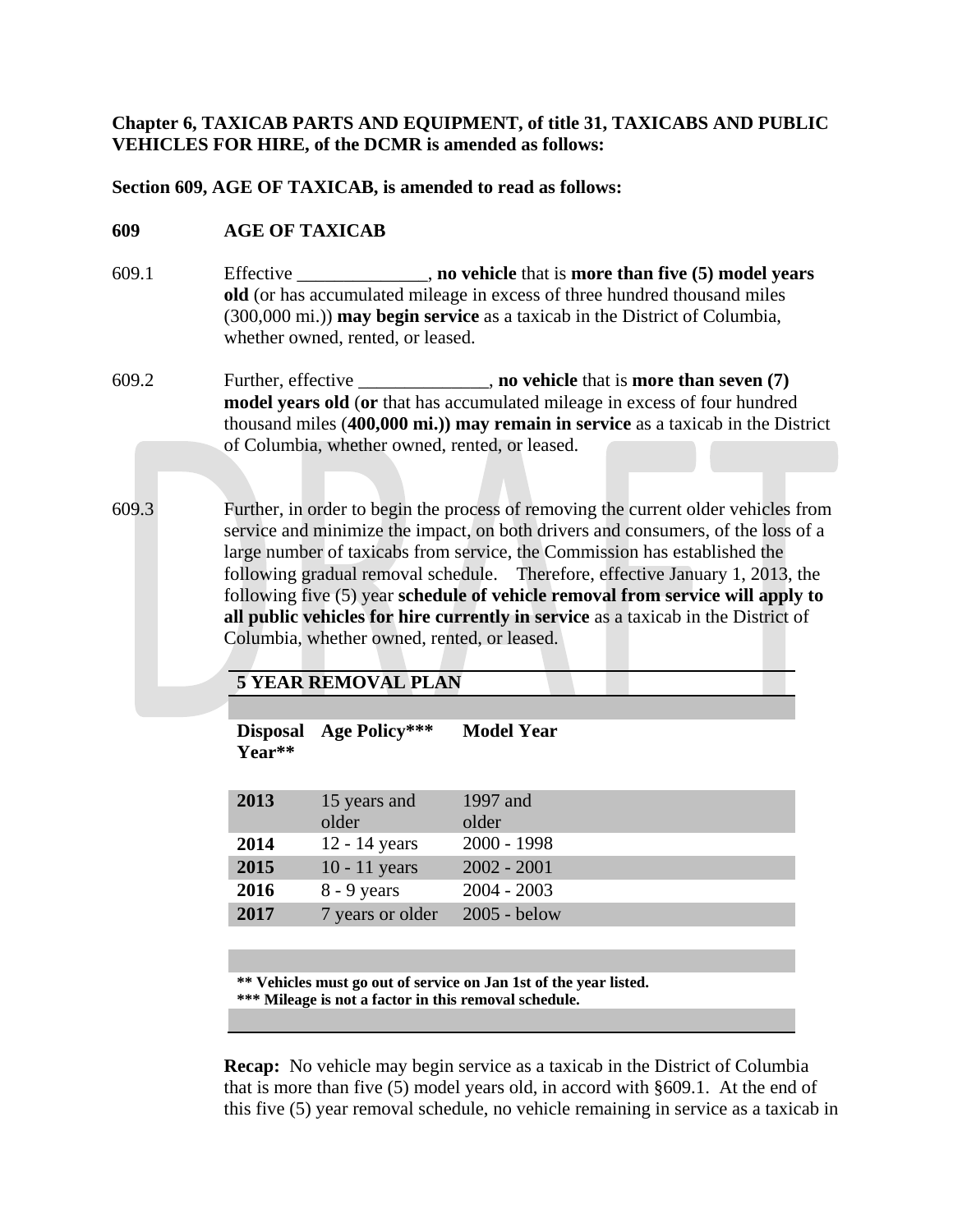**Chapter 6, TAXICAB PARTS AND EQUIPMENT, of title 31, TAXICABS AND PUBLIC VEHICLES FOR HIRE, of the DCMR is amended as follows:**

**Section 609, AGE OF TAXICAB, is amended to read as follows:**

**609 AGE OF TAXICAB**

609.1 Effective ______________, **no vehicle** that is **more than five (5) model years old** (or has accumulated mileage in excess of three hundred thousand miles (300,000 mi.)) **may begin service** as a taxicab in the District of Columbia, whether owned, rented, or leased.

609.2 Further, effective ______________, **no vehicle** that is **more than seven (7) model years old** (**or** that has accumulated mileage in excess of four hundred thousand miles (**400,000 mi.)) may remain in service** as a taxicab in the District of Columbia, whether owned, rented, or leased.

609.3 Further, in order to begin the process of removing the current older vehicles from service and minimize the impact, on both drivers and consumers, of the loss of a large number of taxicabs from service, the Commission has established the following gradual removal schedule. Therefore, effective January 1, 2013, the following five (5) year **schedule of vehicle removal from service will apply to all public vehicles for hire currently in service** as a taxicab in the District of Columbia, whether owned, rented, or leased.

**5 YEAR REMOVAL PLAN**

| **Disposal Year**** | **Age Policy***** | **Model Year** |
|---|---|---|
| **2013** | 15 years and older | 1997 and older |
| **2014** | 12 - 14 years | 2000 - 1998 |
| **2015** | 10 - 11 years | 2002 - 2001 |
| **2016** | 8 - 9 years | 2004 - 2003 |
| **2017** | 7 years or older | 2005 - below |

**** Vehicles must go out of service on Jan 1st of the year listed.**
***** Mileage is not a factor in this removal schedule.**

**Recap:** No vehicle may begin service as a taxicab in the District of Columbia that is more than five (5) model years old, in accord with §609.1. At the end of this five (5) year removal schedule, no vehicle remaining in service as a taxicab in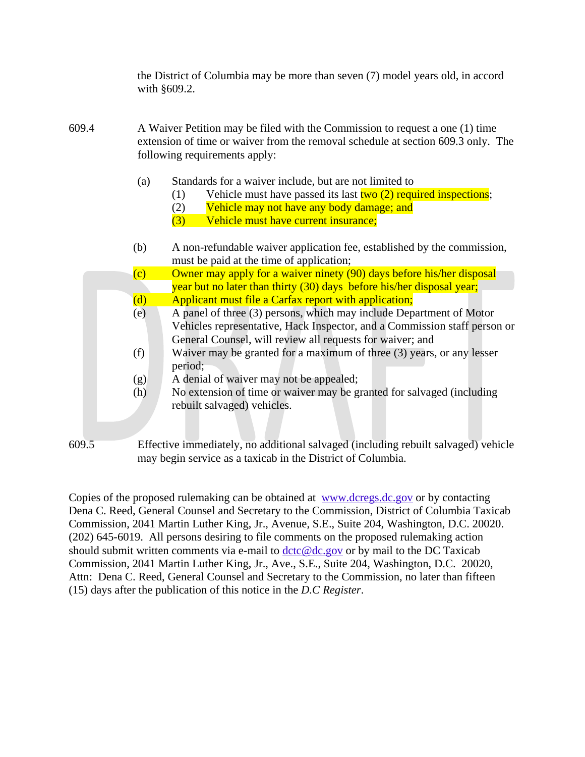the District of Columbia may be more than seven (7) model years old, in accord with §609.2.

609.4 A Waiver Petition may be filed with the Commission to request a one (1) time extension of time or waiver from the removal schedule at section 609.3 only. The following requirements apply:

(a) Standards for a waiver include, but are not limited to
   (1) Vehicle must have passed its last two (2) required inspections;
   (2) Vehicle may not have any body damage; and
   (3) Vehicle must have current insurance;

(b) A non-refundable waiver application fee, established by the commission, must be paid at the time of application;

(c) Owner may apply for a waiver ninety (90) days before his/her disposal year but no later than thirty (30) days before his/her disposal year;

(d) Applicant must file a Carfax report with application;

(e) A panel of three (3) persons, which may include Department of Motor Vehicles representative, Hack Inspector, and a Commission staff person or General Counsel, will review all requests for waiver; and

(f) Waiver may be granted for a maximum of three (3) years, or any lesser period;

(g) A denial of waiver may not be appealed;

(h) No extension of time or waiver may be granted for salvaged (including rebuilt salvaged) vehicles.

609.5 Effective immediately, no additional salvaged (including rebuilt salvaged) vehicle may begin service as a taxicab in the District of Columbia.

Copies of the proposed rulemaking can be obtained at www.dcregs.dc.gov or by contacting Dena C. Reed, General Counsel and Secretary to the Commission, District of Columbia Taxicab Commission, 2041 Martin Luther King, Jr., Avenue, S.E., Suite 204, Washington, D.C. 20020. (202) 645-6019. All persons desiring to file comments on the proposed rulemaking action should submit written comments via e-mail to dctc@dc.gov or by mail to the DC Taxicab Commission, 2041 Martin Luther King, Jr., Ave., S.E., Suite 204, Washington, D.C. 20020, Attn: Dena C. Reed, General Counsel and Secretary to the Commission, no later than fifteen (15) days after the publication of this notice in the *D.C Register*.